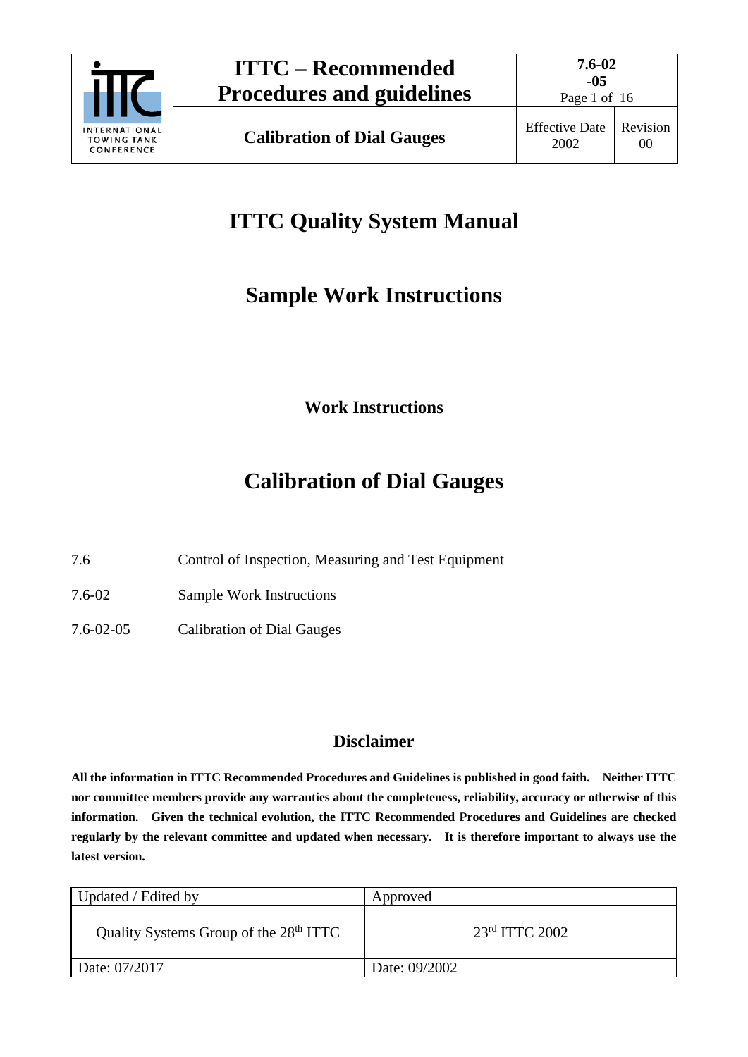# ITTC Quality System Manual

## Sample Work Instructions

### Work Instructions

# Calibration of Dial Gauges

| | |
|---|---|
| 7.6 | Control of Inspection, Measuring and Test Equipment |
| 7.6-02 | Sample Work Instructions |
| 7.6-02-05 | Calibration of Dial Gauges |

## Disclaimer

**All the information in ITTC Recommended Procedures and Guidelines is published in good faith. Neither ITTC nor committee members provide any warranties about the completeness, reliability, accuracy or otherwise of this information. Given the technical evolution, the ITTC Recommended Procedures and Guidelines are checked regularly by the relevant committee and updated when necessary. It is therefore important to always use the latest version.**

| Updated / Edited by | Approved |
|---|---|
| Quality Systems Group of the 28th ITTC | 23rd ITTC 2002 |
| Date: 07/2017 | Date: 09/2002 |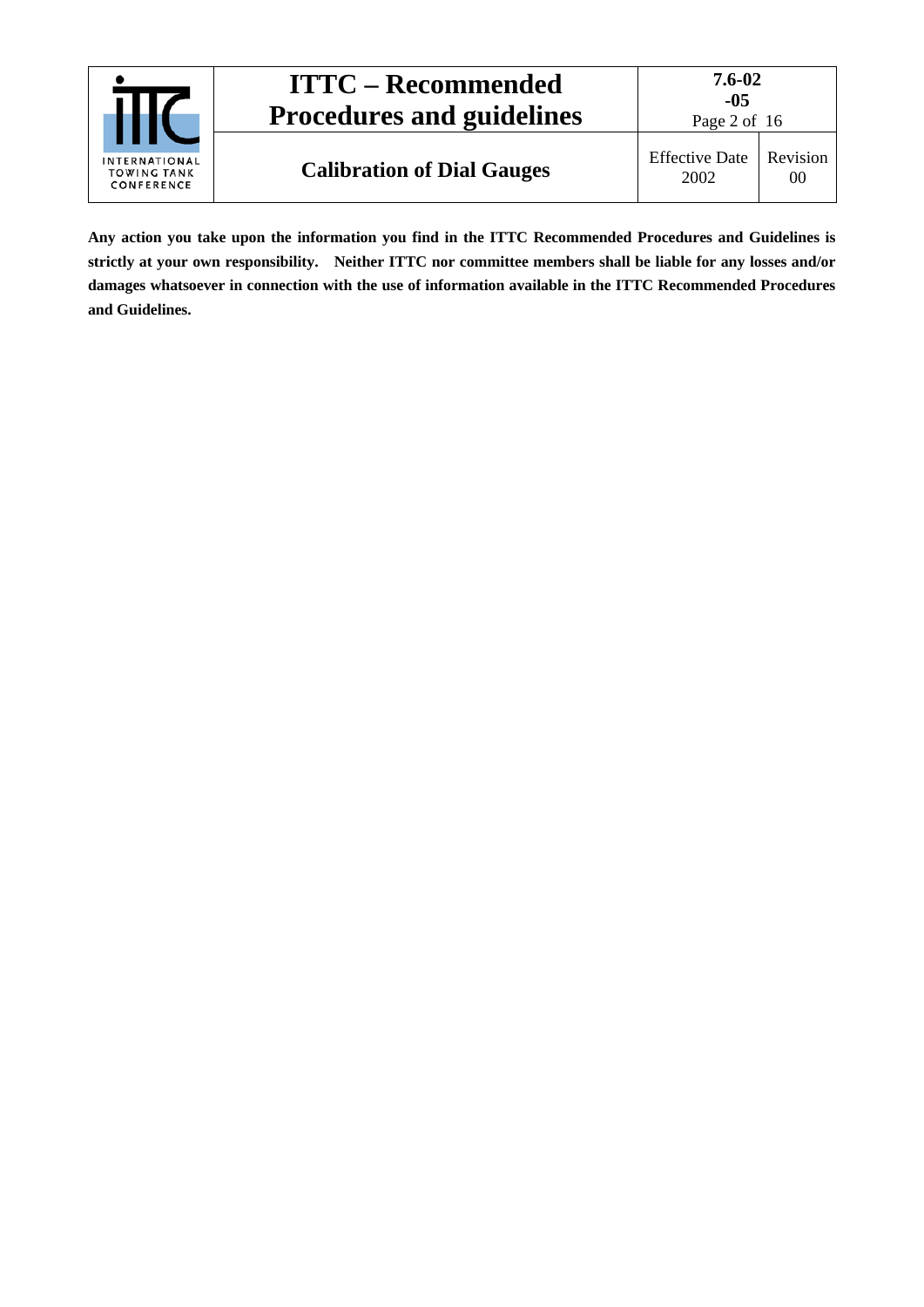**Any action you take upon the information you find in the ITTC Recommended Procedures and Guidelines is strictly at your own responsibility. Neither ITTC nor committee members shall be liable for any losses and/or damages whatsoever in connection with the use of information available in the ITTC Recommended Procedures and Guidelines.**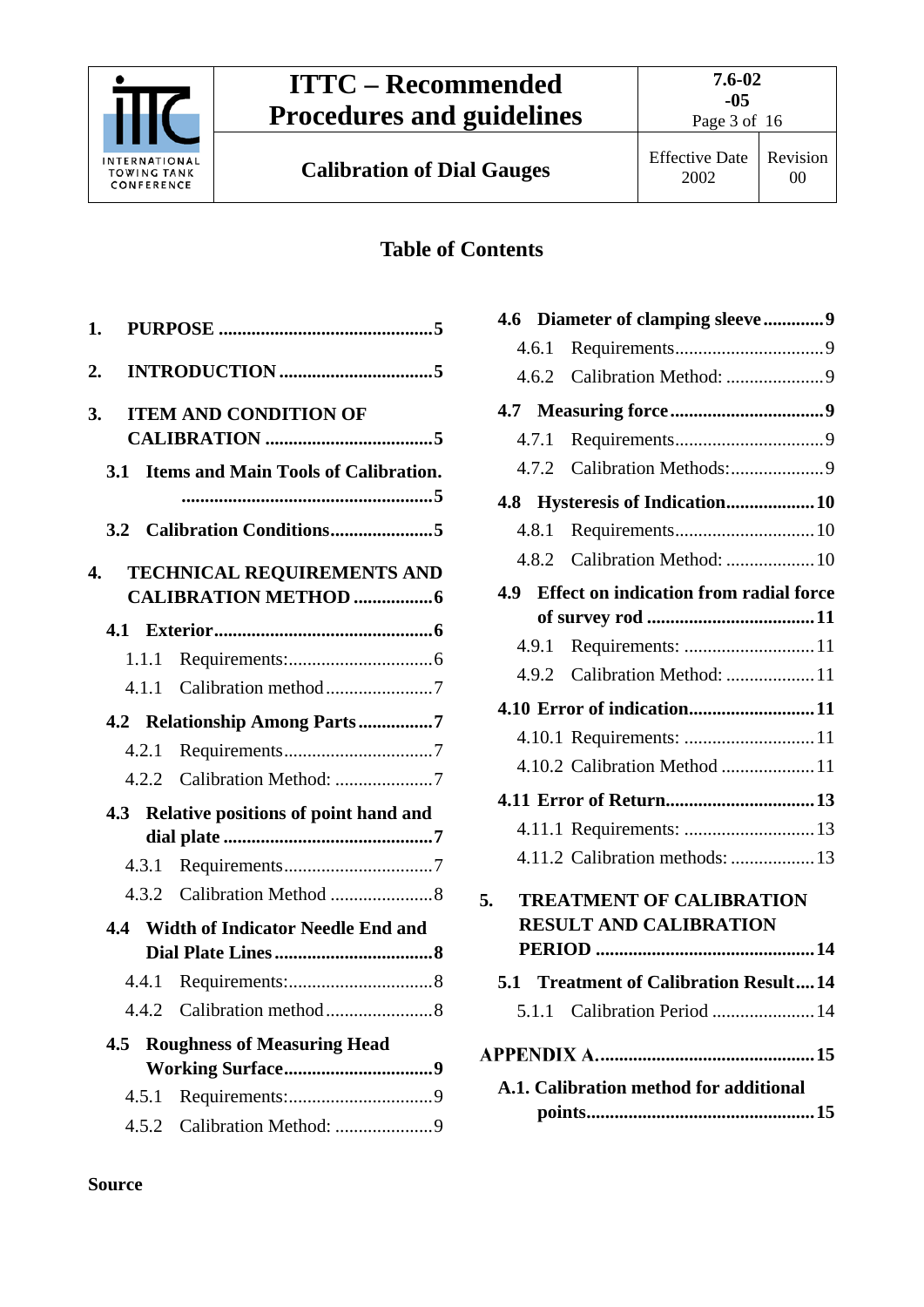## Table of Contents

1. **PURPOSE** ............................................. 5
2. **INTRODUCTION** ................................. 5
3. **ITEM AND CONDITION OF CALIBRATION** .................................... 5
   - **3.1 Items and Main Tools of Calibration.** ...................................................... 5
   - **3.2 Calibration Conditions** ...................... 5
4. **TECHNICAL REQUIREMENTS AND CALIBRATION METHOD** ................. 6
   - **4.1 Exterior** ............................................... 6
     - 1.1.1 Requirements: ............................... 6
     - 4.1.1 Calibration method ....................... 7
   - **4.2 Relationship Among Parts** ................ 7
     - 4.2.1 Requirements ................................ 7
     - 4.2.2 Calibration Method: ..................... 7
   - **4.3 Relative positions of point hand and dial plate** ............................................. 7
     - 4.3.1 Requirements ................................ 7
     - 4.3.2 Calibration Method ...................... 8
   - **4.4 Width of Indicator Needle End and Dial Plate Lines** .................................. 8
     - 4.4.1 Requirements: ............................... 8
     - 4.4.2 Calibration method ....................... 8
   - **4.5 Roughness of Measuring Head Working Surface** ................................ 9
     - 4.5.1 Requirements: ............................... 9
     - 4.5.2 Calibration Method: ..................... 9
   - **4.6 Diameter of clamping sleeve** ............. 9
     - 4.6.1 Requirements ................................ 9
     - 4.6.2 Calibration Method: ..................... 9
   - **4.7 Measuring force** ................................. 9
     - 4.7.1 Requirements ................................ 9
     - 4.7.2 Calibration Methods: .................... 9
   - **4.8 Hysteresis of Indication** ................... 10
     - 4.8.1 Requirements ............................. 10
     - 4.8.2 Calibration Method: ................... 10
   - **4.9 Effect on indication from radial force of survey rod** .................................... 11
     - 4.9.1 Requirements: ............................ 11
     - 4.9.2 Calibration Method: ................... 11
   - **4.10 Error of indication** ........................... 11
     - 4.10.1 Requirements: ............................ 11
     - 4.10.2 Calibration Method .................... 11
   - **4.11 Error of Return** ................................ 13
     - 4.11.1 Requirements: ............................ 13
     - 4.11.2 Calibration methods: .................. 13
5. **TREATMENT OF CALIBRATION RESULT AND CALIBRATION PERIOD** ............................................... 14
   - **5.1 Treatment of Calibration Result** .... 14
     - 5.1.1 Calibration Period ...................... 14

**APPENDIX A.** ............................................. 15

- **A.1. Calibration method for additional points** ................................................ 15

**Source**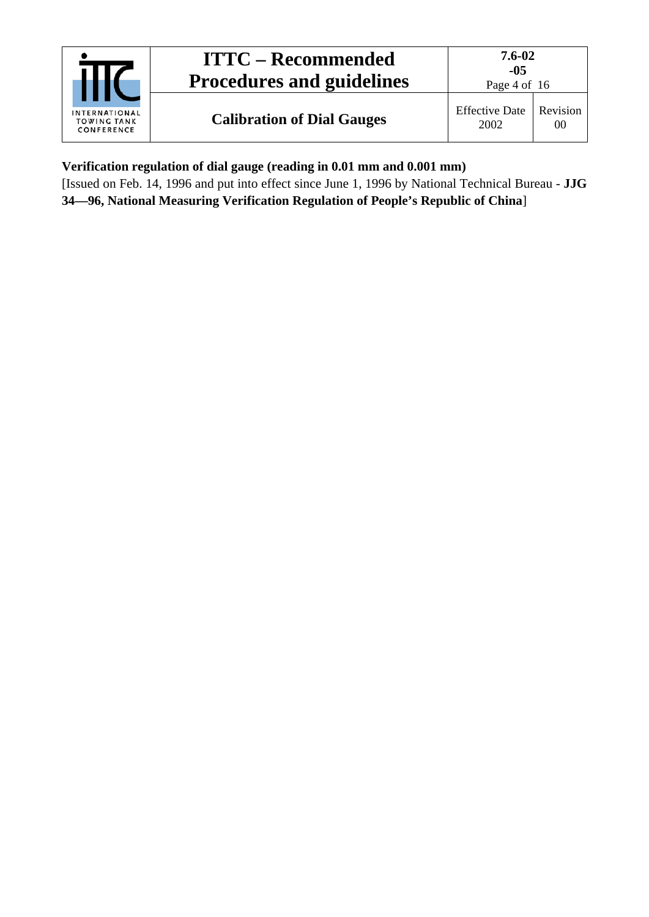**Verification regulation of dial gauge (reading in 0.01 mm and 0.001 mm)**

[Issued on Feb. 14, 1996 and put into effect since June 1, 1996 by National Technical Bureau - **JJG 34—96, National Measuring Verification Regulation of People's Republic of China**]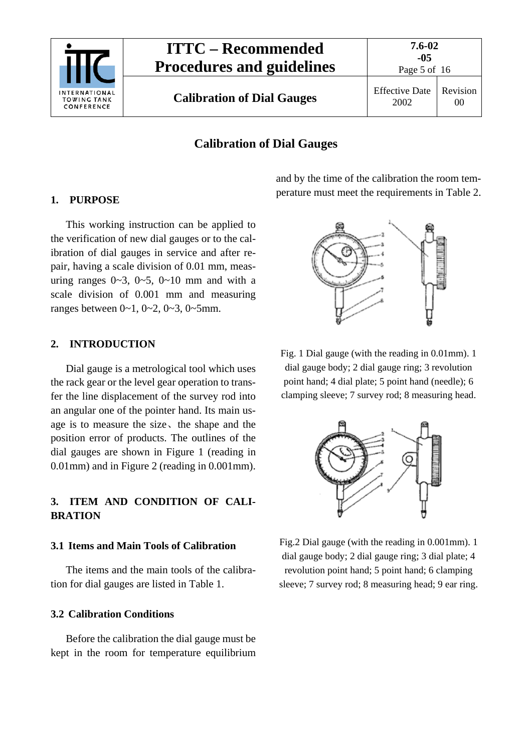## Calibration of Dial Gauges

### 1. PURPOSE

This working instruction can be applied to the verification of new dial gauges or to the calibration of dial gauges in service and after repair, having a scale division of 0.01 mm, measuring ranges 0~3, 0~5, 0~10 mm and with a scale division of 0.001 mm and measuring ranges between 0~1, 0~2, 0~3, 0~5mm.

### 2. INTRODUCTION

Dial gauge is a metrological tool which uses the rack gear or the level gear operation to transfer the line displacement of the survey rod into an angular one of the pointer hand. Its main usage is to measure the size、the shape and the position error of products. The outlines of the dial gauges are shown in Figure 1 (reading in 0.01mm) and in Figure 2 (reading in 0.001mm).

### 3. ITEM AND CONDITION OF CALIBRATION

#### 3.1 Items and Main Tools of Calibration

The items and the main tools of the calibration for dial gauges are listed in Table 1.

#### 3.2 Calibration Conditions

Before the calibration the dial gauge must be kept in the room for temperature equilibrium and by the time of the calibration the room temperature must meet the requirements in Table 2.

Fig. 1 Dial gauge (with the reading in 0.01mm). 1 dial gauge body; 2 dial gauge ring; 3 revolution point hand; 4 dial plate; 5 point hand (needle); 6 clamping sleeve; 7 survey rod; 8 measuring head.

Fig.2 Dial gauge (with the reading in 0.001mm). 1 dial gauge body; 2 dial gauge ring; 3 dial plate; 4 revolution point hand; 5 point hand; 6 clamping sleeve; 7 survey rod; 8 measuring head; 9 ear ring.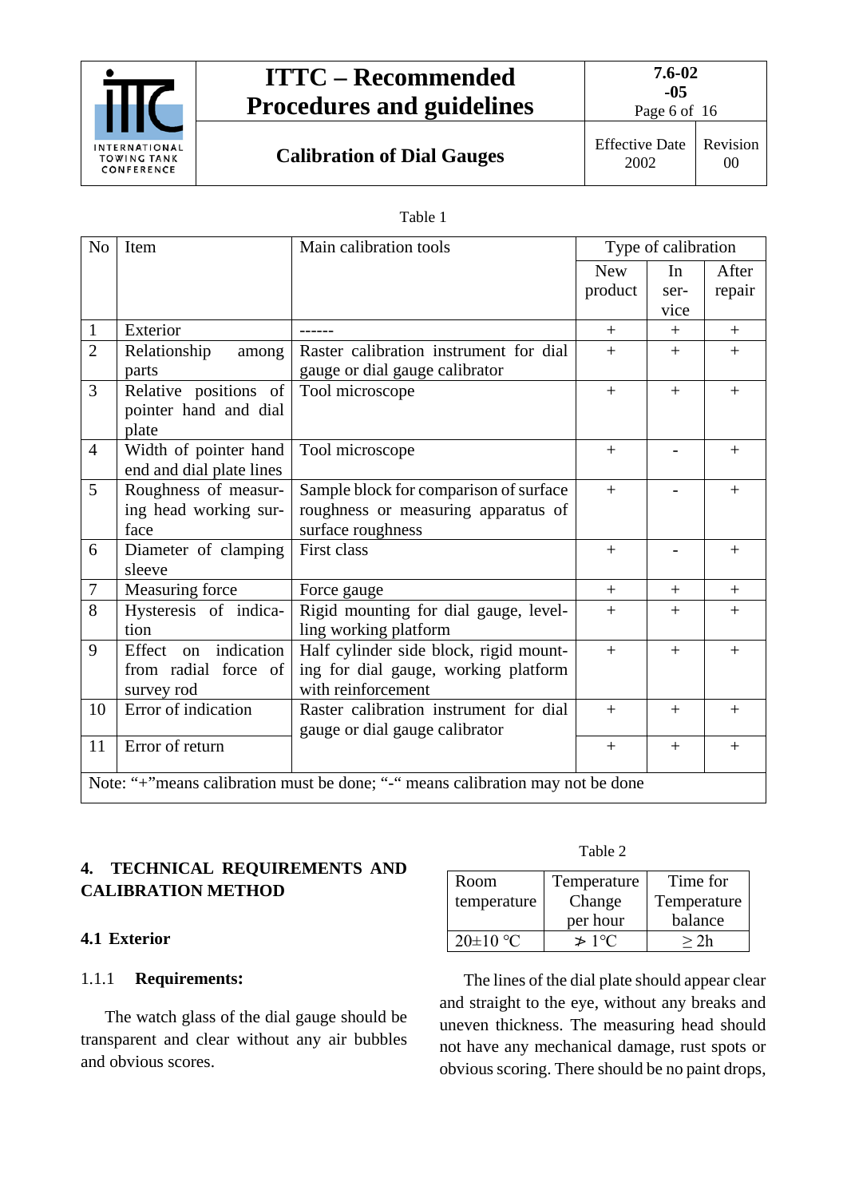Table 1

| No | Item | Main calibration tools | Type of calibration | | |
|---|---|---|---|---|---|
| | | | New product | In service | After repair |
| 1 | Exterior | ------ | + | + | + |
| 2 | Relationship among parts | Raster calibration instrument for dial gauge or dial gauge calibrator | + | + | + |
| 3 | Relative positions of pointer hand and dial plate | Tool microscope | + | + | + |
| 4 | Width of pointer hand end and dial plate lines | Tool microscope | + | - | + |
| 5 | Roughness of measuring head working surface | Sample block for comparison of surface roughness or measuring apparatus of surface roughness | + | - | + |
| 6 | Diameter of clamping sleeve | First class | + | - | + |
| 7 | Measuring force | Force gauge | + | + | + |
| 8 | Hysteresis of indication | Rigid mounting for dial gauge, levelling working platform | + | + | + |
| 9 | Effect on indication from radial force of survey rod | Half cylinder side block, rigid mounting for dial gauge, working platform with reinforcement | + | + | + |
| 10 | Error of indication | Raster calibration instrument for dial gauge or dial gauge calibrator | + | + | + |
| 11 | Error of return | | + | + | + |

Note: "+"means calibration must be done; "-" means calibration may not be done

## 4. TECHNICAL REQUIREMENTS AND CALIBRATION METHOD

### 4.1 Exterior

1.1.1 **Requirements:**

The watch glass of the dial gauge should be transparent and clear without any air bubbles and obvious scores.

Table 2

| Room temperature | Temperature Change per hour | Time for Temperature balance |
|---|---|---|
| 20±10 °C | ≯ 1°C | ≥ 2h |

The lines of the dial plate should appear clear and straight to the eye, without any breaks and uneven thickness. The measuring head should not have any mechanical damage, rust spots or obvious scoring. There should be no paint drops,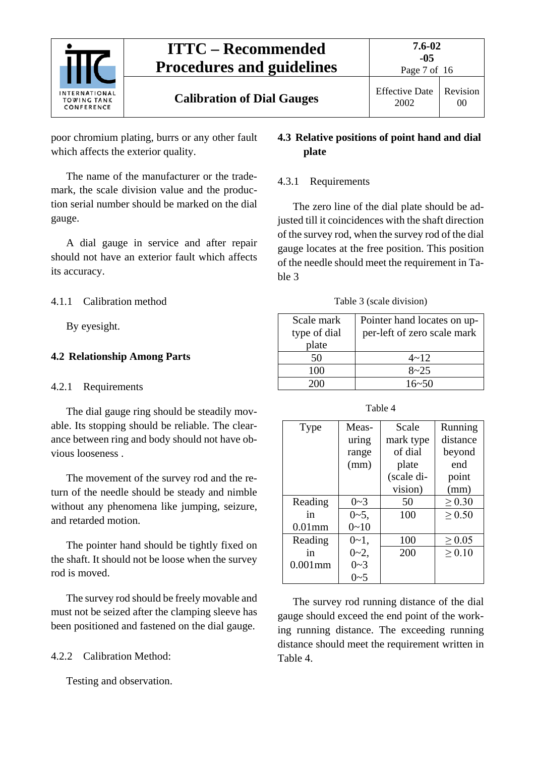poor chromium plating, burrs or any other fault which affects the exterior quality.

The name of the manufacturer or the trade-mark, the scale division value and the production serial number should be marked on the dial gauge.

A dial gauge in service and after repair should not have an exterior fault which affects its accuracy.

4.1.1 Calibration method

By eyesight.

## 4.2 Relationship Among Parts

4.2.1 Requirements

The dial gauge ring should be steadily movable. Its stopping should be reliable. The clearance between ring and body should not have obvious looseness .

The movement of the survey rod and the return of the needle should be steady and nimble without any phenomena like jumping, seizure, and retarded motion.

The pointer hand should be tightly fixed on the shaft. It should not be loose when the survey rod is moved.

The survey rod should be freely movable and must not be seized after the clamping sleeve has been positioned and fastened on the dial gauge.

4.2.2 Calibration Method:

Testing and observation.

## 4.3 Relative positions of point hand and dial plate

4.3.1 Requirements

The zero line of the dial plate should be adjusted till it coincidences with the shaft direction of the survey rod, when the survey rod of the dial gauge locates at the free position. This position of the needle should meet the requirement in Table 3

Table 3 (scale division)

| Scale mark type of dial plate | Pointer hand locates on upper-left of zero scale mark |
|---|---|
| 50 | 4~12 |
| 100 | 8~25 |
| 200 | 16~50 |

Table 4

| Type | Measuring range (mm) | Scale mark type of dial plate (scale division) | Running distance beyond end point (mm) |
|---|---|---|---|
| Reading in 0.01mm | 0~3 | 50 | ≥ 0.30 |
| | 0~5, 0~10 | 100 | ≥ 0.50 |
| Reading in 0.001mm | 0~1, 0~2, 0~3 0~5 | 100 200 | ≥ 0.05 ≥ 0.10 |

The survey rod running distance of the dial gauge should exceed the end point of the working running distance. The exceeding running distance should meet the requirement written in Table 4.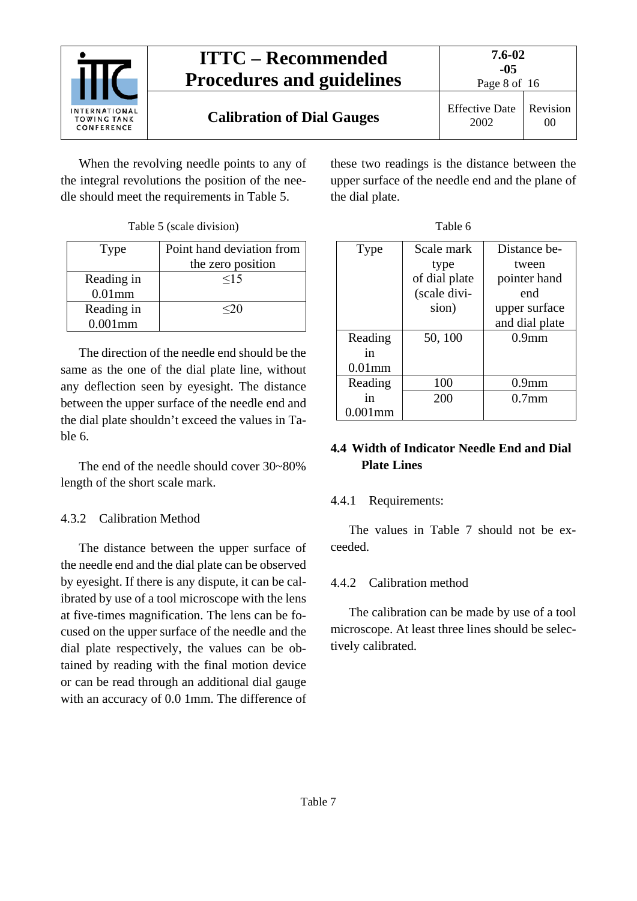When the revolving needle points to any of the integral revolutions the position of the needle should meet the requirements in Table 5.

Table 5 (scale division)

| Type | Point hand deviation from the zero position |
|---|---|
| Reading in 0.01mm | ≤15 |
| Reading in 0.001mm | ≤20 |

The direction of the needle end should be the same as the one of the dial plate line, without any deflection seen by eyesight. The distance between the upper surface of the needle end and the dial plate shouldn't exceed the values in Table 6.

The end of the needle should cover 30~80% length of the short scale mark.

4.3.2 Calibration Method

The distance between the upper surface of the needle end and the dial plate can be observed by eyesight. If there is any dispute, it can be calibrated by use of a tool microscope with the lens at five-times magnification. The lens can be focused on the upper surface of the needle and the dial plate respectively, the values can be obtained by reading with the final motion device or can be read through an additional dial gauge with an accuracy of 0.0 1mm. The difference of these two readings is the distance between the upper surface of the needle end and the plane of the dial plate.

Table 6

| Type | Scale mark type of dial plate (scale division) | Distance between pointer hand end upper surface and dial plate |
|---|---|---|
| Reading in 0.01mm | 50, 100 | 0.9mm |
| Reading in 0.001mm | 100 | 0.9mm |
| | 200 | 0.7mm |

## 4.4 Width of Indicator Needle End and Dial Plate Lines

4.4.1 Requirements:

The values in Table 7 should not be exceeded.

4.4.2 Calibration method

The calibration can be made by use of a tool microscope. At least three lines should be selectively calibrated.

Table 7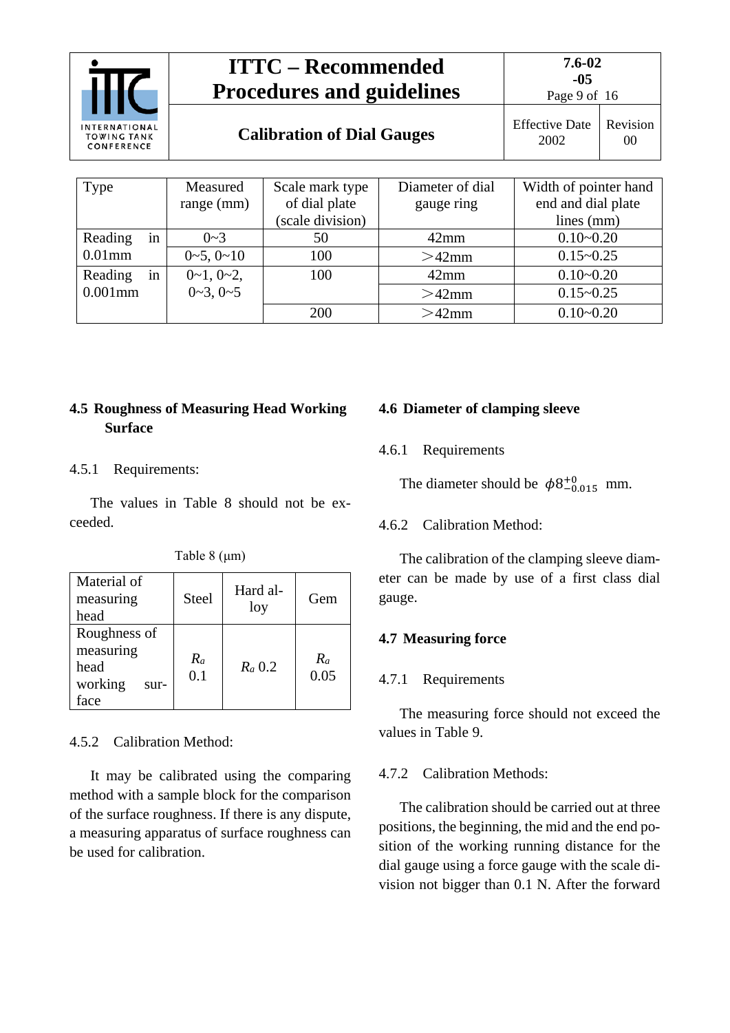| Type | Measured range (mm) | Scale mark type of dial plate (scale division) | Diameter of dial gauge ring | Width of pointer hand end and dial plate lines (mm) |
|---|---|---|---|---|
| Reading in 0.01mm | 0~3 | 50 | 42mm | 0.10~0.20 |
| | 0~5, 0~10 | 100 | ＞42mm | 0.15~0.25 |
| Reading in 0.001mm | 0~1, 0~2, 0~3, 0~5 | 100 | 42mm | 0.10~0.20 |
| | | | ＞42mm | 0.15~0.25 |
| | | 200 | ＞42mm | 0.10~0.20 |

## 4.5 Roughness of Measuring Head Working Surface

4.5.1 Requirements:

The values in Table 8 should not be exceeded.

Table 8 (μm)

| Material of measuring head | Steel | Hard alloy | Gem |
|---|---|---|---|
| Roughness of measuring head working surface | $R_a$ 0.1 | $R_a$ 0.2 | $R_a$ 0.05 |

4.5.2 Calibration Method:

It may be calibrated using the comparing method with a sample block for the comparison of the surface roughness. If there is any dispute, a measuring apparatus of surface roughness can be used for calibration.

## 4.6 Diameter of clamping sleeve

4.6.1 Requirements

The diameter should be $\phi 8^{+0}_{-0.015}$ mm.

4.6.2 Calibration Method:

The calibration of the clamping sleeve diameter can be made by use of a first class dial gauge.

## 4.7 Measuring force

4.7.1 Requirements

The measuring force should not exceed the values in Table 9.

4.7.2 Calibration Methods:

The calibration should be carried out at three positions, the beginning, the mid and the end position of the working running distance for the dial gauge using a force gauge with the scale division not bigger than 0.1 N. After the forward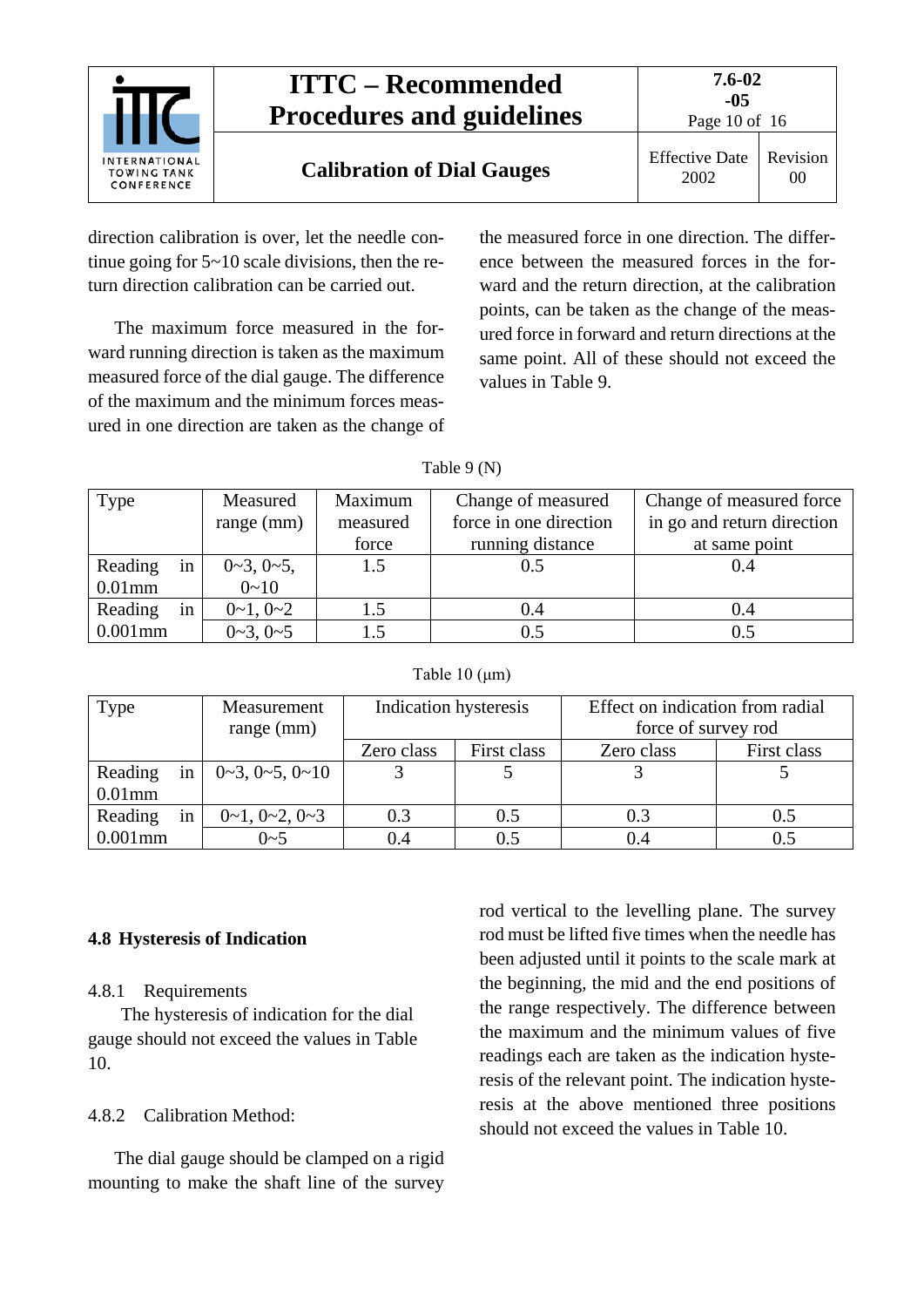direction calibration is over, let the needle continue going for 5~10 scale divisions, then the return direction calibration can be carried out.

The maximum force measured in the forward running direction is taken as the maximum measured force of the dial gauge. The difference of the maximum and the minimum forces measured in one direction are taken as the change of the measured force in one direction. The difference between the measured forces in the forward and the return direction, at the calibration points, can be taken as the change of the measured force in forward and return directions at the same point. All of these should not exceed the values in Table 9.

Table 9 (N)

| Type | Measured range (mm) | Maximum measured force | Change of measured force in one direction running distance | Change of measured force in go and return direction at same point |
|---|---|---|---|---|
| Reading in 0.01mm | 0~3, 0~5, 0~10 | 1.5 | 0.5 | 0.4 |
| Reading in 0.001mm | 0~1, 0~2 | 1.5 | 0.4 | 0.4 |
| | 0~3, 0~5 | 1.5 | 0.5 | 0.5 |

Table 10 (μm)

| Type | Measurement range (mm) | Indication hysteresis | | Effect on indication from radial force of survey rod | |
|---|---|---|---|---|---|
| | | Zero class | First class | Zero class | First class |
| Reading in 0.01mm | 0~3, 0~5, 0~10 | 3 | 5 | 3 | 5 |
| Reading in 0.001mm | 0~1, 0~2, 0~3 | 0.3 | 0.5 | 0.3 | 0.5 |
| | 0~5 | 0.4 | 0.5 | 0.4 | 0.5 |

### 4.8 Hysteresis of Indication

4.8.1 Requirements

The hysteresis of indication for the dial gauge should not exceed the values in Table 10.

4.8.2 Calibration Method:

The dial gauge should be clamped on a rigid mounting to make the shaft line of the survey rod vertical to the levelling plane. The survey rod must be lifted five times when the needle has been adjusted until it points to the scale mark at the beginning, the mid and the end positions of the range respectively. The difference between the maximum and the minimum values of five readings each are taken as the indication hysteresis of the relevant point. The indication hysteresis at the above mentioned three positions should not exceed the values in Table 10.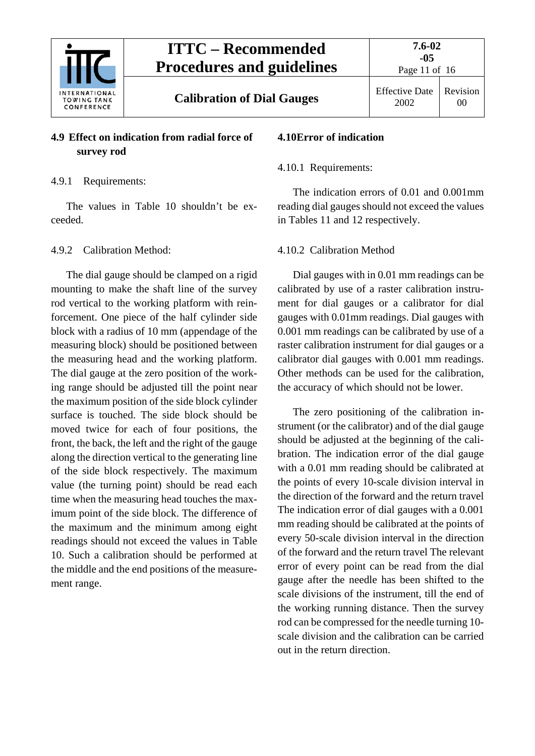## 4.9 Effect on indication from radial force of survey rod

### 4.9.1 Requirements:

The values in Table 10 shouldn't be exceeded.

### 4.9.2 Calibration Method:

The dial gauge should be clamped on a rigid mounting to make the shaft line of the survey rod vertical to the working platform with reinforcement. One piece of the half cylinder side block with a radius of 10 mm (appendage of the measuring block) should be positioned between the measuring head and the working platform. The dial gauge at the zero position of the working range should be adjusted till the point near the maximum position of the side block cylinder surface is touched. The side block should be moved twice for each of four positions, the front, the back, the left and the right of the gauge along the direction vertical to the generating line of the side block respectively. The maximum value (the turning point) should be read each time when the measuring head touches the maximum point of the side block. The difference of the maximum and the minimum among eight readings should not exceed the values in Table 10. Such a calibration should be performed at the middle and the end positions of the measurement range.

## 4.10 Error of indication

### 4.10.1 Requirements:

The indication errors of 0.01 and 0.001mm reading dial gauges should not exceed the values in Tables 11 and 12 respectively.

### 4.10.2 Calibration Method

Dial gauges with in 0.01 mm readings can be calibrated by use of a raster calibration instrument for dial gauges or a calibrator for dial gauges with 0.01mm readings. Dial gauges with 0.001 mm readings can be calibrated by use of a raster calibration instrument for dial gauges or a calibrator dial gauges with 0.001 mm readings. Other methods can be used for the calibration, the accuracy of which should not be lower.

The zero positioning of the calibration instrument (or the calibrator) and of the dial gauge should be adjusted at the beginning of the calibration. The indication error of the dial gauge with a 0.01 mm reading should be calibrated at the points of every 10-scale division interval in the direction of the forward and the return travel The indication error of dial gauges with a 0.001 mm reading should be calibrated at the points of every 50-scale division interval in the direction of the forward and the return travel The relevant error of every point can be read from the dial gauge after the needle has been shifted to the scale divisions of the instrument, till the end of the working running distance. Then the survey rod can be compressed for the needle turning 10-scale division and the calibration can be carried out in the return direction.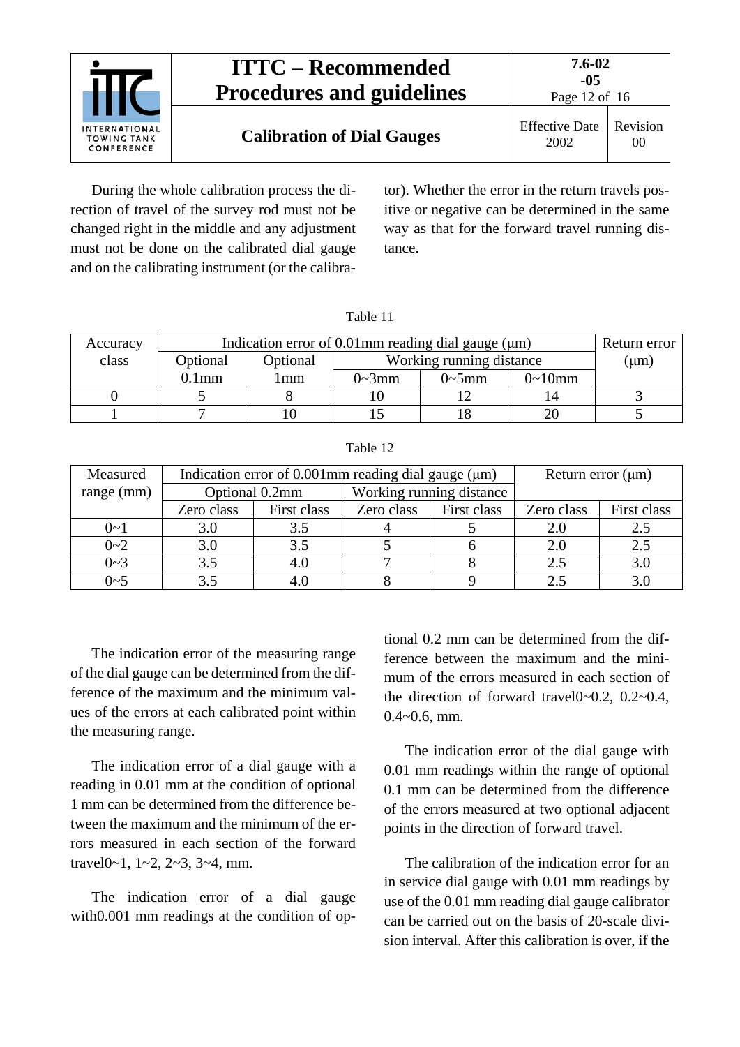During the whole calibration process the direction of travel of the survey rod must not be changed right in the middle and any adjustment must not be done on the calibrated dial gauge and on the calibrating instrument (or the calibrator). Whether the error in the return travels positive or negative can be determined in the same way as that for the forward travel running distance.

Table 11

| Accuracy class | Indication error of 0.01mm reading dial gauge (μm) | | | | | Return error (μm) |
|---|---|---|---|---|---|---|
| | Optional 0.1mm | Optional 1mm | Working running distance | | | |
| | | | 0~3mm | 0~5mm | 0~10mm | |
| 0 | 5 | 8 | 10 | 12 | 14 | 3 |
| 1 | 7 | 10 | 15 | 18 | 20 | 5 |

Table 12

| Measured range (mm) | Indication error of 0.001mm reading dial gauge (μm) | | | | Return error (μm) | |
|---|---|---|---|---|---|---|
| | Optional 0.2mm | | Working running distance | | | |
| | Zero class | First class | Zero class | First class | Zero class | First class |
| 0~1 | 3.0 | 3.5 | 4 | 5 | 2.0 | 2.5 |
| 0~2 | 3.0 | 3.5 | 5 | 6 | 2.0 | 2.5 |
| 0~3 | 3.5 | 4.0 | 7 | 8 | 2.5 | 3.0 |
| 0~5 | 3.5 | 4.0 | 8 | 9 | 2.5 | 3.0 |

The indication error of the measuring range of the dial gauge can be determined from the difference of the maximum and the minimum values of the errors at each calibrated point within the measuring range.

The indication error of a dial gauge with a reading in 0.01 mm at the condition of optional 1 mm can be determined from the difference between the maximum and the minimum of the errors measured in each section of the forward travel0~1, 1~2, 2~3, 3~4, mm.

The indication error of a dial gauge with0.001 mm readings at the condition of optional 0.2 mm can be determined from the difference between the maximum and the minimum of the errors measured in each section of the direction of forward travel0~0.2, 0.2~0.4, 0.4~0.6, mm.

The indication error of the dial gauge with 0.01 mm readings within the range of optional 0.1 mm can be determined from the difference of the errors measured at two optional adjacent points in the direction of forward travel.

The calibration of the indication error for an in service dial gauge with 0.01 mm readings by use of the 0.01 mm reading dial gauge calibrator can be carried out on the basis of 20-scale division interval. After this calibration is over, if the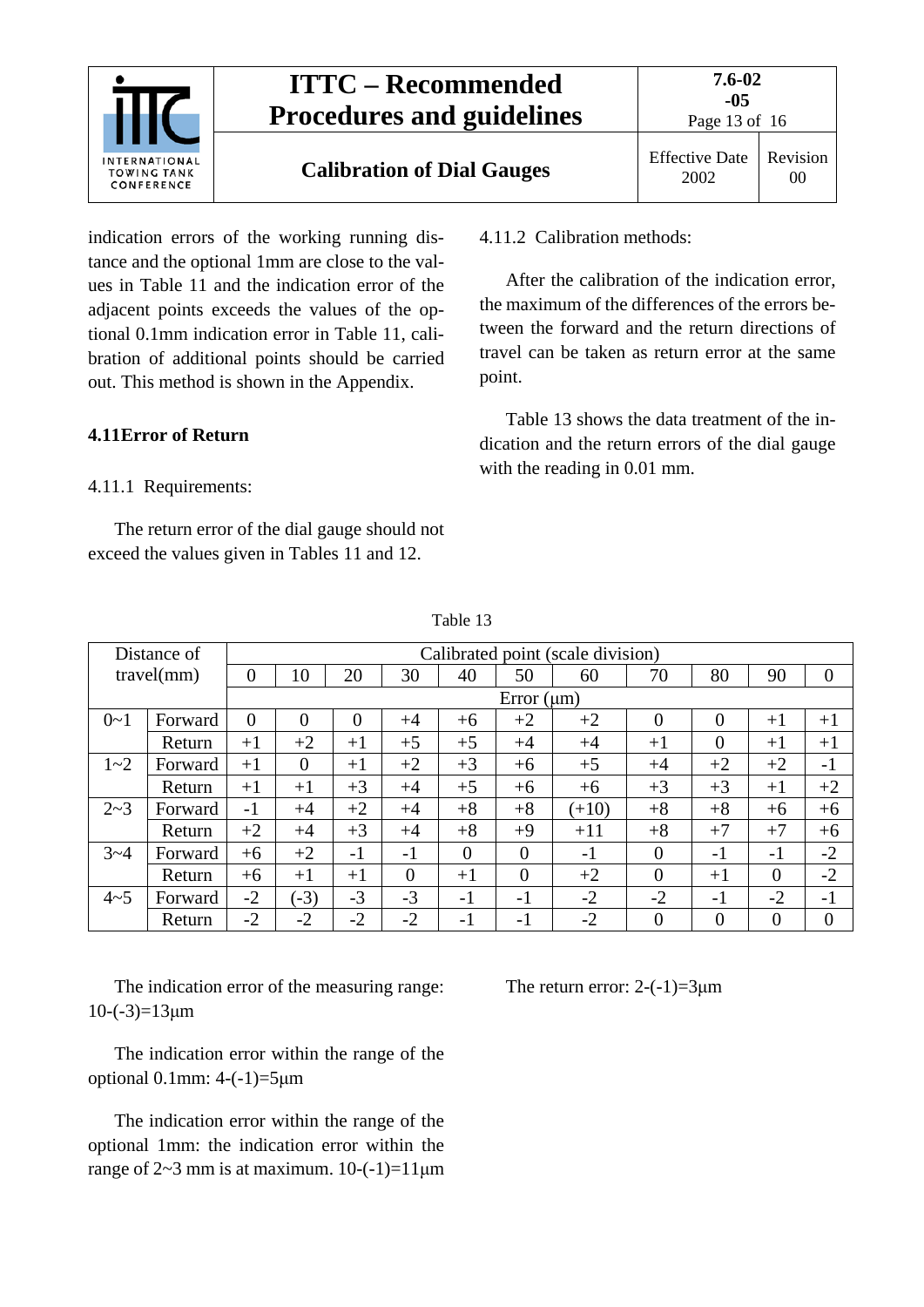indication errors of the working running distance and the optional 1mm are close to the values in Table 11 and the indication error of the adjacent points exceeds the values of the optional 0.1mm indication error in Table 11, calibration of additional points should be carried out. This method is shown in the Appendix.

## 4.11 Error of Return

4.11.1 Requirements:

The return error of the dial gauge should not exceed the values given in Tables 11 and 12.

4.11.2 Calibration methods:

After the calibration of the indication error, the maximum of the differences of the errors between the forward and the return directions of travel can be taken as return error at the same point.

Table 13 shows the data treatment of the indication and the return errors of the dial gauge with the reading in 0.01 mm.

Table 13

| Distance of travel(mm) | | Calibrated point (scale division) | | | | | | | | | | |
|---|---|---|---|---|---|---|---|---|---|---|---|---|
| | | 0 | 10 | 20 | 30 | 40 | 50 | 60 | 70 | 80 | 90 | 0 |
| | | Error (μm) | | | | | | | | | | |
| 0~1 | Forward | 0 | 0 | 0 | +4 | +6 | +2 | +2 | 0 | 0 | +1 | +1 |
| | Return | +1 | +2 | +1 | +5 | +5 | +4 | +4 | +1 | 0 | +1 | +1 |
| 1~2 | Forward | +1 | 0 | +1 | +2 | +3 | +6 | +5 | +4 | +2 | +2 | -1 |
| | Return | +1 | +1 | +3 | +4 | +5 | +6 | +6 | +3 | +3 | +1 | +2 |
| 2~3 | Forward | -1 | +4 | +2 | +4 | +8 | +8 | (+10) | +8 | +8 | +6 | +6 |
| | Return | +2 | +4 | +3 | +4 | +8 | +9 | +11 | +8 | +7 | +7 | +6 |
| 3~4 | Forward | +6 | +2 | -1 | -1 | 0 | 0 | -1 | 0 | -1 | -1 | -2 |
| | Return | +6 | +1 | +1 | 0 | +1 | 0 | +2 | 0 | +1 | 0 | -2 |
| 4~5 | Forward | -2 | (-3) | -3 | -3 | -1 | -1 | -2 | -2 | -1 | -2 | -1 |
| | Return | -2 | -2 | -2 | -2 | -1 | -1 | -2 | 0 | 0 | 0 | 0 |

The indication error of the measuring range: 10-(-3)=13μm

The indication error within the range of the optional 0.1mm: 4-(-1)=5μm

The indication error within the range of the optional 1mm: the indication error within the range of 2~3 mm is at maximum. 10-(-1)=11μm

The return error: 2-(-1)=3μm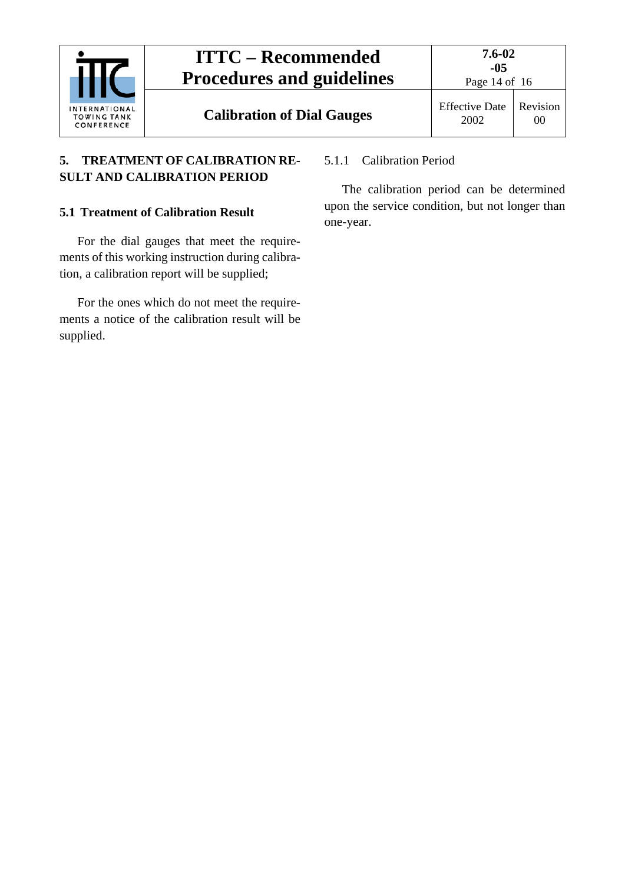## 5. TREATMENT OF CALIBRATION RESULT AND CALIBRATION PERIOD

### 5.1 Treatment of Calibration Result

For the dial gauges that meet the requirements of this working instruction during calibration, a calibration report will be supplied;

For the ones which do not meet the requirements a notice of the calibration result will be supplied.

#### 5.1.1 Calibration Period

The calibration period can be determined upon the service condition, but not longer than one-year.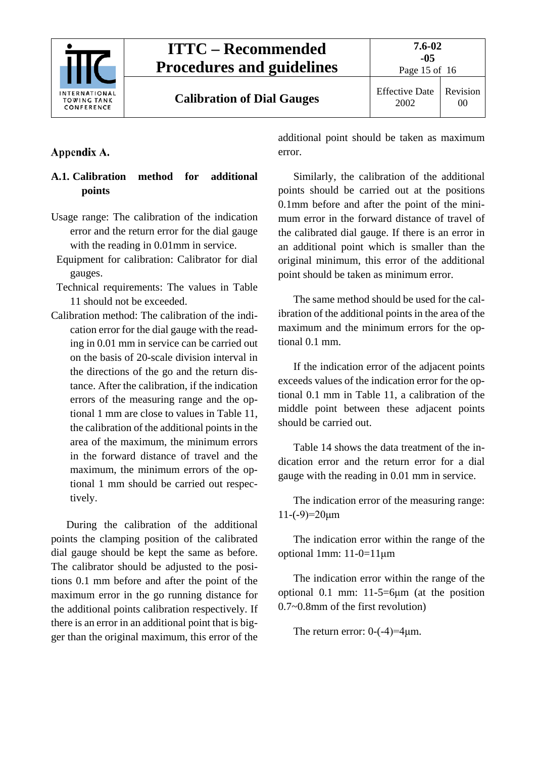## Appendix A.

### A.1. Calibration method for additional points

Usage range: The calibration of the indication error and the return error for the dial gauge with the reading in 0.01mm in service.

Equipment for calibration: Calibrator for dial gauges.

Technical requirements: The values in Table 11 should not be exceeded.

Calibration method: The calibration of the indication error for the dial gauge with the reading in 0.01 mm in service can be carried out on the basis of 20-scale division interval in the directions of the go and the return distance. After the calibration, if the indication errors of the measuring range and the optional 1 mm are close to values in Table 11, the calibration of the additional points in the area of the maximum, the minimum errors in the forward distance of travel and the maximum, the minimum errors of the optional 1 mm should be carried out respectively.

During the calibration of the additional points the clamping position of the calibrated dial gauge should be kept the same as before. The calibrator should be adjusted to the positions 0.1 mm before and after the point of the maximum error in the go running distance for the additional points calibration respectively. If there is an error in an additional point that is bigger than the original maximum, this error of the additional point should be taken as maximum error.

Similarly, the calibration of the additional points should be carried out at the positions 0.1mm before and after the point of the minimum error in the forward distance of travel of the calibrated dial gauge. If there is an error in an additional point which is smaller than the original minimum, this error of the additional point should be taken as minimum error.

The same method should be used for the calibration of the additional points in the area of the maximum and the minimum errors for the optional 0.1 mm.

If the indication error of the adjacent points exceeds values of the indication error for the optional 0.1 mm in Table 11, a calibration of the middle point between these adjacent points should be carried out.

Table 14 shows the data treatment of the indication error and the return error for a dial gauge with the reading in 0.01 mm in service.

The indication error of the measuring range: 11-(-9)=20μm

The indication error within the range of the optional 1mm: 11-0=11μm

The indication error within the range of the optional 0.1 mm: 11-5=6μm (at the position 0.7~0.8mm of the first revolution)

The return error: 0-(-4)=4μm.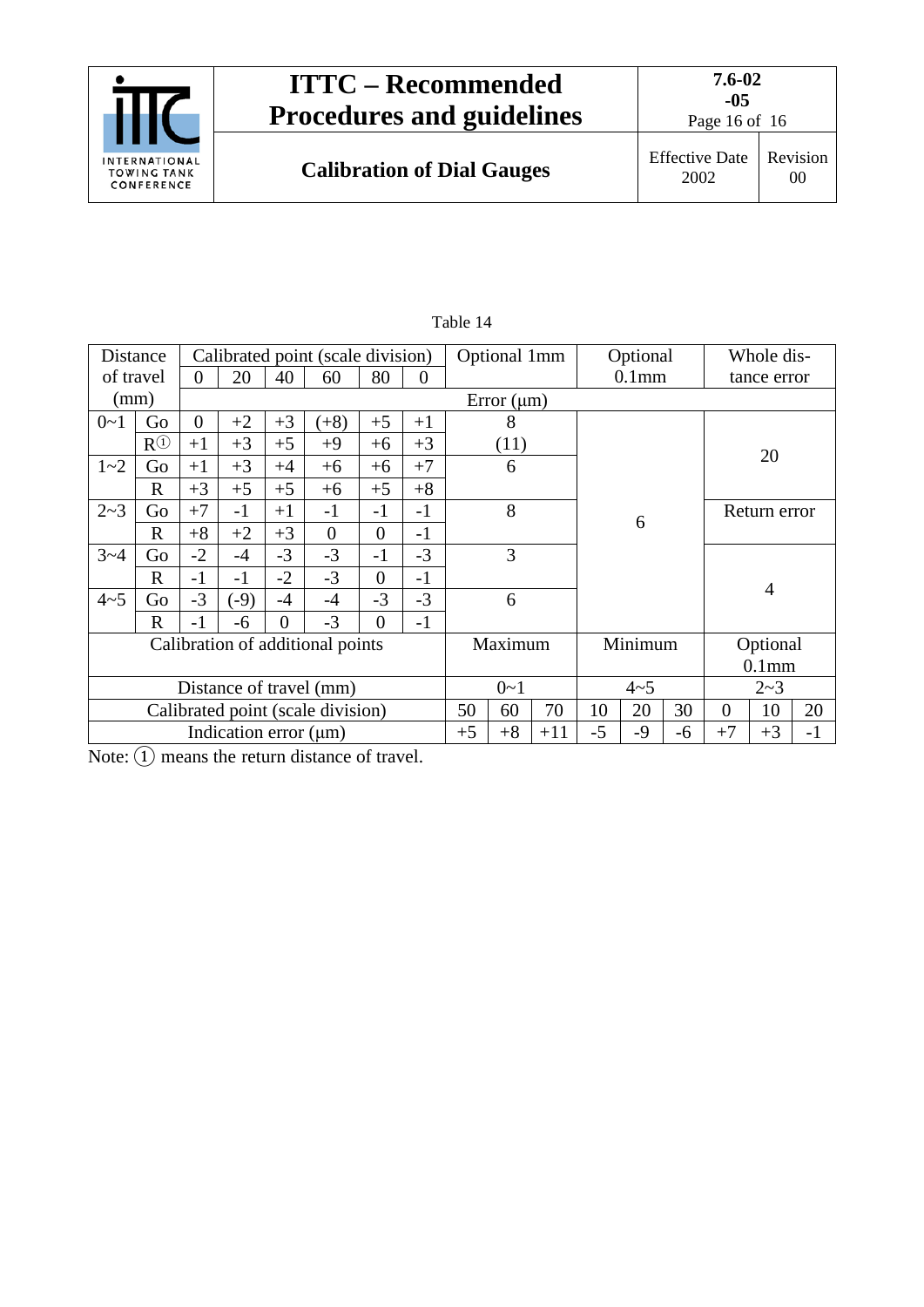Table 14

| Distance of travel (mm) | | Calibrated point (scale division) | | | | | | Optional 1mm | | | Optional 0.1mm | | | Whole distance error | | |
|---|---|---|---|---|---|---|---|---|---|---|---|---|---|---|---|---|
| | | 0 | 20 | 40 | 60 | 80 | 0 | | | | | | | | | |
| | | Error (μm) | | | | | | | | | | | | | | |
| 0~1 | Go | 0 | +2 | +3 | (+8) | +5 | +1 | 8 | | | 6 | | | 20 | | |
| | R① | +1 | +3 | +5 | +9 | +6 | +3 | (11) | | | | | | | | |
| 1~2 | Go | +1 | +3 | +4 | +6 | +6 | +7 | 6 | | | | | | | | |
| | R | +3 | +5 | +5 | +6 | +5 | +8 | | | | | | | | | |
| 2~3 | Go | +7 | -1 | +1 | -1 | -1 | -1 | 8 | | | | | | Return error | | |
| | R | +8 | +2 | +3 | 0 | 0 | -1 | | | | | | | | | |
| 3~4 | Go | -2 | -4 | -3 | -3 | -1 | -3 | 3 | | | | | | 4 | | |
| | R | -1 | -1 | -2 | -3 | 0 | -1 | | | | | | | | | |
| 4~5 | Go | -3 | (-9) | -4 | -4 | -3 | -3 | 6 | | | | | | | | |
| | R | -1 | -6 | 0 | -3 | 0 | -1 | | | | | | | | | |
| Calibration of additional points | | | | | | | | Maximum | | | Minimum | | | Optional 0.1mm | | |
| Distance of travel (mm) | | | | | | | | 0~1 | | | 4~5 | | | 2~3 | | |
| Calibrated point (scale division) | | | | | | | | 50 | 60 | 70 | 10 | 20 | 30 | 0 | 10 | 20 |
| Indication error (μm) | | | | | | | | +5 | +8 | +11 | -5 | -9 | -6 | +7 | +3 | -1 |

Note: ① means the return distance of travel.